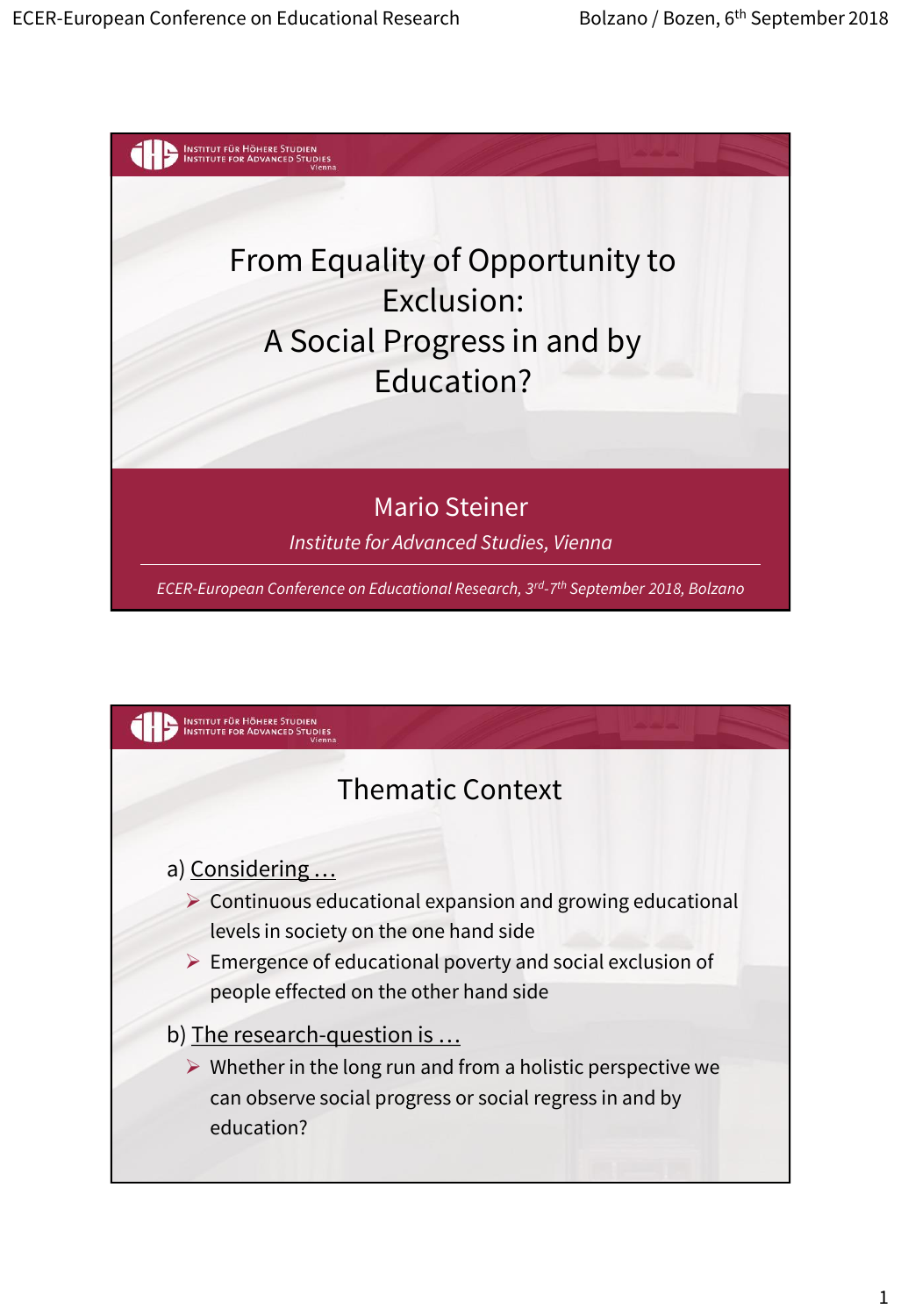# From Equality of Opportunity to Exclusion: A Social Progress in and by Education?

Mario Steiner

*Institute for Advanced Studies, Vienna*

*ECER-European Conference on Educational Research, 3rd-7th September 2018, Bolzano*

## Thematic Context

a) Considering …

- Continuous educational expansion and growing educational levels in society on the one hand side
- Emergence of educational poverty and social exclusion of people effected on the other hand side

b) The research-question is …

- Whether in the long run and from a holistic perspective we can observe social progress or social regress in and by education?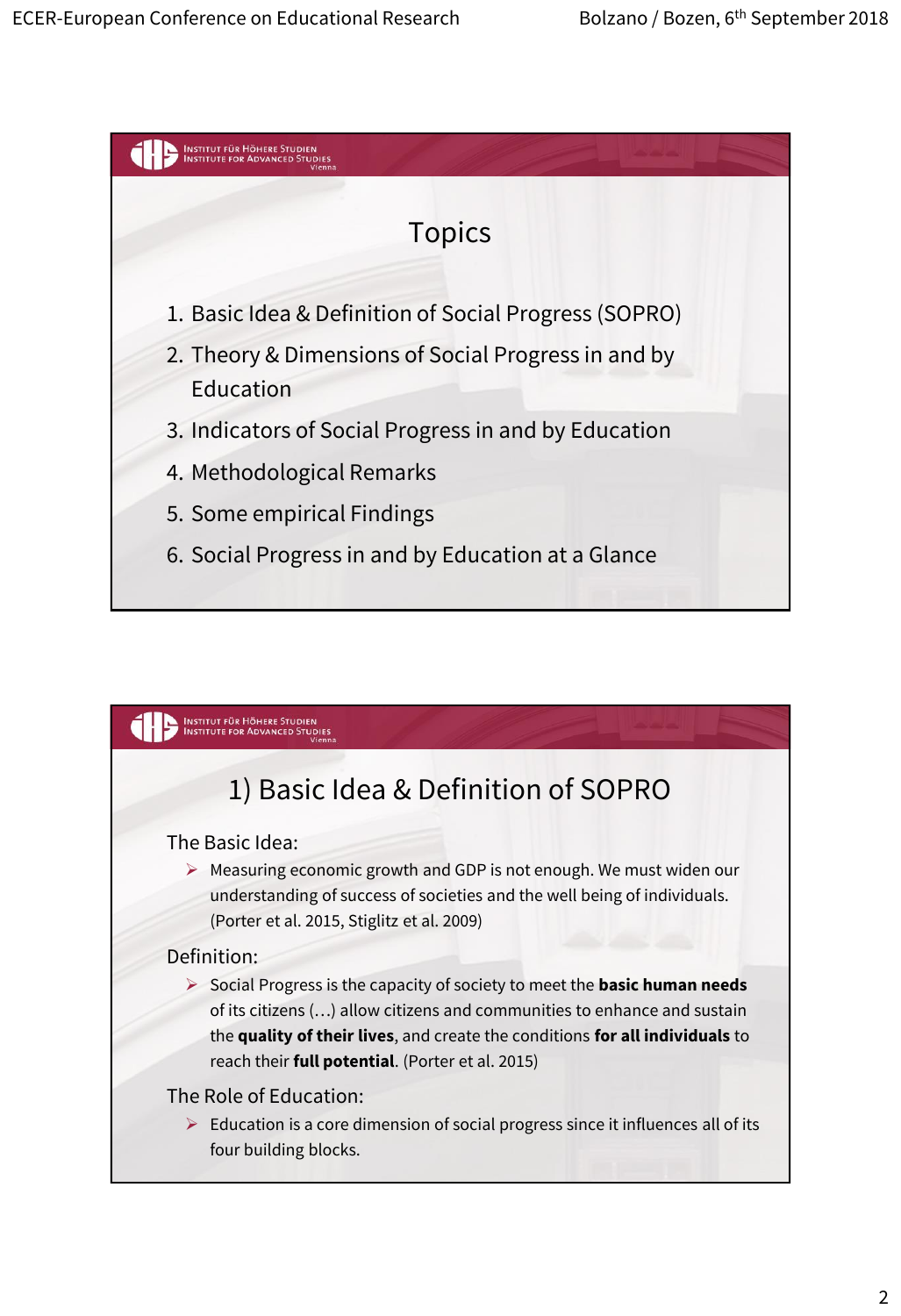## Topics

1. Basic Idea & Definition of Social Progress (SOPRO)
2. Theory & Dimensions of Social Progress in and by Education
3. Indicators of Social Progress in and by Education
4. Methodological Remarks
5. Some empirical Findings
6. Social Progress in and by Education at a Glance

## 1) Basic Idea & Definition of SOPRO

The Basic Idea:

- Measuring economic growth and GDP is not enough. We must widen our understanding of success of societies and the well being of individuals. (Porter et al. 2015, Stiglitz et al. 2009)

Definition:

- Social Progress is the capacity of society to meet the **basic human needs** of its citizens (…) allow citizens and communities to enhance and sustain the **quality of their lives**, and create the conditions **for all individuals** to reach their **full potential**. (Porter et al. 2015)

The Role of Education:

- Education is a core dimension of social progress since it influences all of its four building blocks.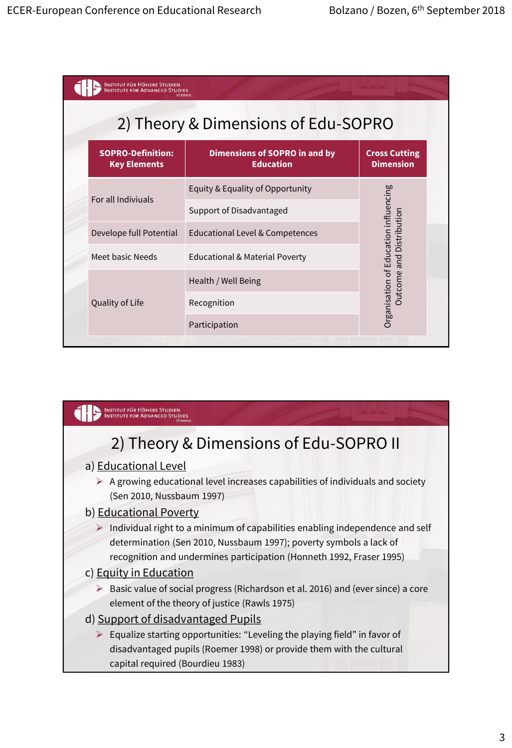## 2) Theory & Dimensions of Edu-SOPRO

| SOPRO-Definition: Key Elements | Dimensions of SOPRO in and by Education | Cross Cutting Dimension |
|---|---|---|
| For all Indiviuals | Equity & Equality of Opportunity | Organisation of Education influencing Outcome and Distribution |
| | Support of Disadvantaged | |
| Develope full Potential | Educational Level & Competences | |
| Meet basic Needs | Educational & Material Poverty | |
| Quality of Life | Health / Well Being | |
| | Recognition | |
| | Participation | |

## 2) Theory & Dimensions of Edu-SOPRO II

a) Educational Level

- A growing educational level increases capabilities of individuals and society (Sen 2010, Nussbaum 1997)

b) Educational Poverty

- Individual right to a minimum of capabilities enabling independence and self determination (Sen 2010, Nussbaum 1997); poverty symbols a lack of recognition and undermines participation (Honneth 1992, Fraser 1995)

c) Equity in Education

- Basic value of social progress (Richardson et al. 2016) and (ever since) a core element of the theory of justice (Rawls 1975)

d) Support of disadvantaged Pupils

- Equalize starting opportunities: “Leveling the playing field” in favor of disadvantaged pupils (Roemer 1998) or provide them with the cultural capital required (Bourdieu 1983)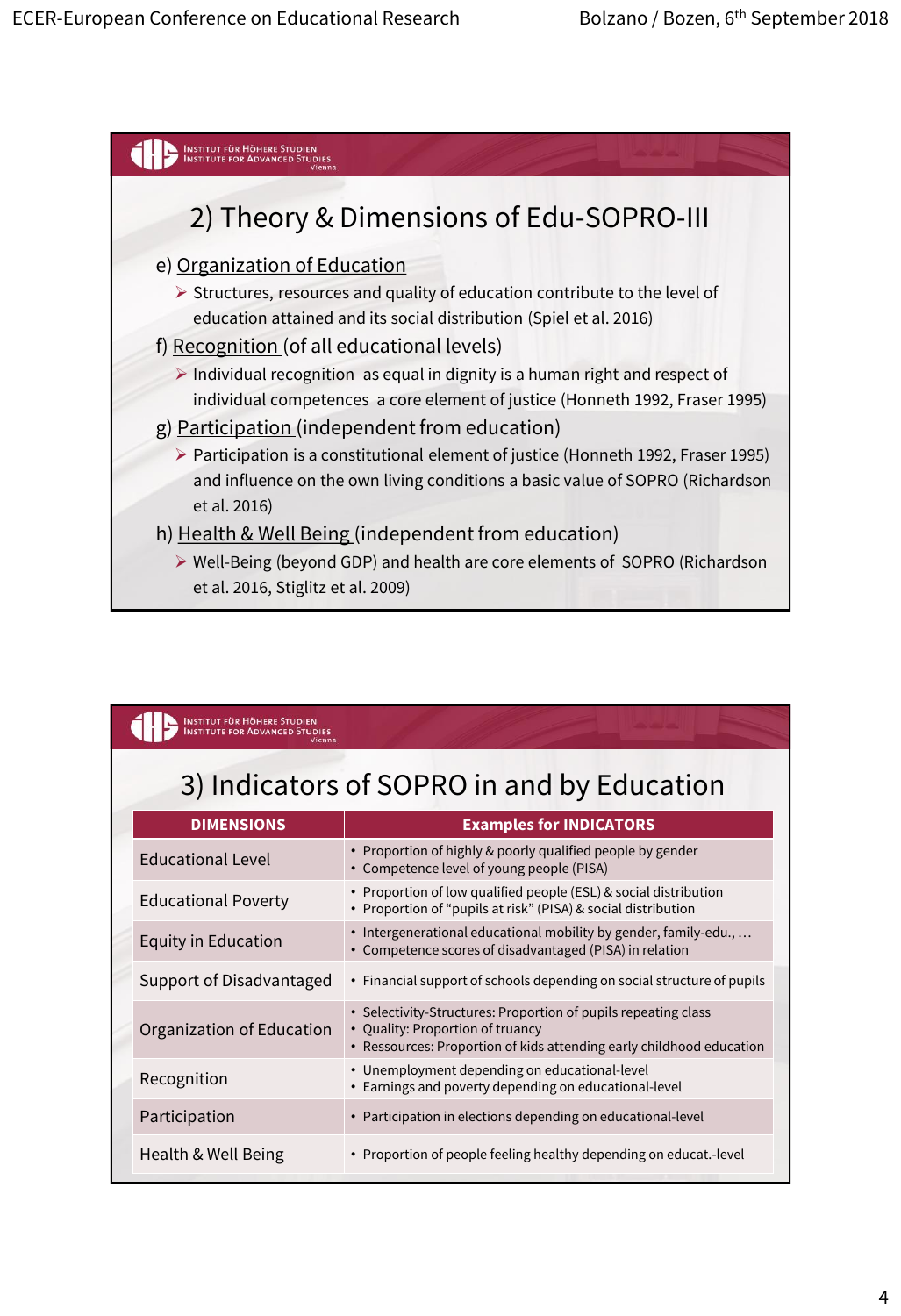## 2) Theory & Dimensions of Edu-SOPRO-III

e) Organization of Education

- Structures, resources and quality of education contribute to the level of education attained and its social distribution (Spiel et al. 2016)

f) Recognition (of all educational levels)

- Individual recognition as equal in dignity is a human right and respect of individual competences a core element of justice (Honneth 1992, Fraser 1995)

g) Participation (independent from education)

- Participation is a constitutional element of justice (Honneth 1992, Fraser 1995) and influence on the own living conditions a basic value of SOPRO (Richardson et al. 2016)

h) Health & Well Being (independent from education)

- Well-Being (beyond GDP) and health are core elements of SOPRO (Richardson et al. 2016, Stiglitz et al. 2009)

## 3) Indicators of SOPRO in and by Education

| DIMENSIONS | Examples for INDICATORS |
|---|---|
| Educational Level | • Proportion of highly & poorly qualified people by gender<br>• Competence level of young people (PISA) |
| Educational Poverty | • Proportion of low qualified people (ESL) & social distribution<br>• Proportion of "pupils at risk" (PISA) & social distribution |
| Equity in Education | • Intergenerational educational mobility by gender, family-edu., …<br>• Competence scores of disadvantaged (PISA) in relation |
| Support of Disadvantaged | • Financial support of schools depending on social structure of pupils |
| Organization of Education | • Selectivity-Structures: Proportion of pupils repeating class<br>• Quality: Proportion of truancy<br>• Ressources: Proportion of kids attending early childhood education |
| Recognition | • Unemployment depending on educational-level<br>• Earnings and poverty depending on educational-level |
| Participation | • Participation in elections depending on educational-level |
| Health & Well Being | • Proportion of people feeling healthy depending on educat.-level |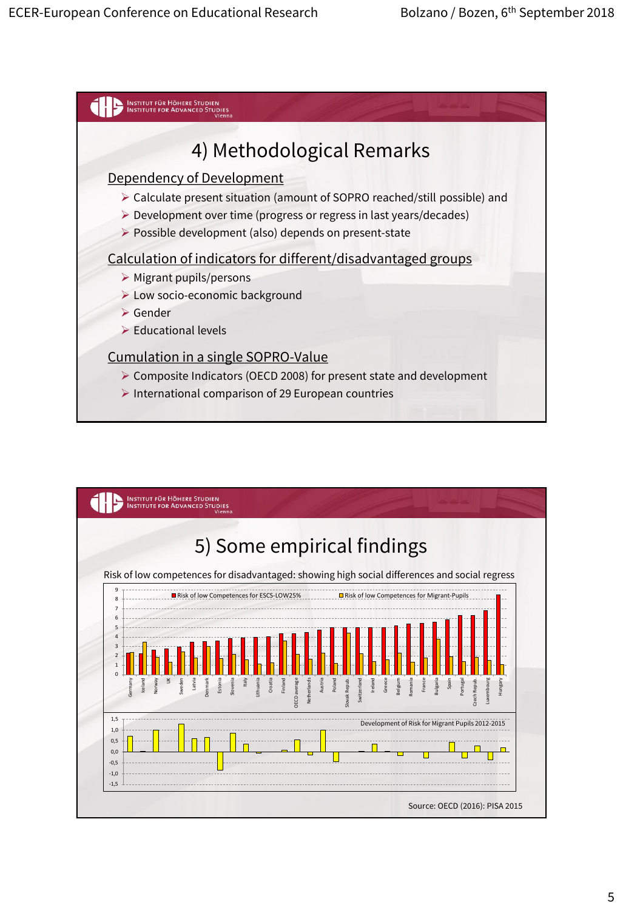## 4) Methodological Remarks

**Dependency of Development**

- Calculate present situation (amount of SOPRO reached/still possible) and
- Development over time (progress or regress in last years/decades)
- Possible development (also) depends on present-state

**Calculation of indicators for different/disadvantaged groups**

- Migrant pupils/persons
- Low socio-economic background
- Gender
- Educational levels

**Cumulation in a single SOPRO-Value**

- Composite Indicators (OECD 2008) for present state and development
- International comparison of 29 European countries

## 5) Some empirical findings

Risk of low competences for disadvantaged: showing high social differences and social regress

Risk of low Competences for ESCS-LOW25% / Risk of low Competences for Migrant-Pupils

Germany, Iceland, Norway, UK, Sweden, Latvia, Denmark, Estonia, Slovenia, Italy, Lithuania, Croatia, Finland, OECD average, Netherlands, Austria, Poland, Slovak Republ., Switzerland, Ireland, Greece, Belgium, Romania, France, Bulgaria, Spain, Portugal, Czech Republ., Luxembourg, Hungary

Development of Risk for Migrant Pupils 2012-2015

Source: OECD (2016): PISA 2015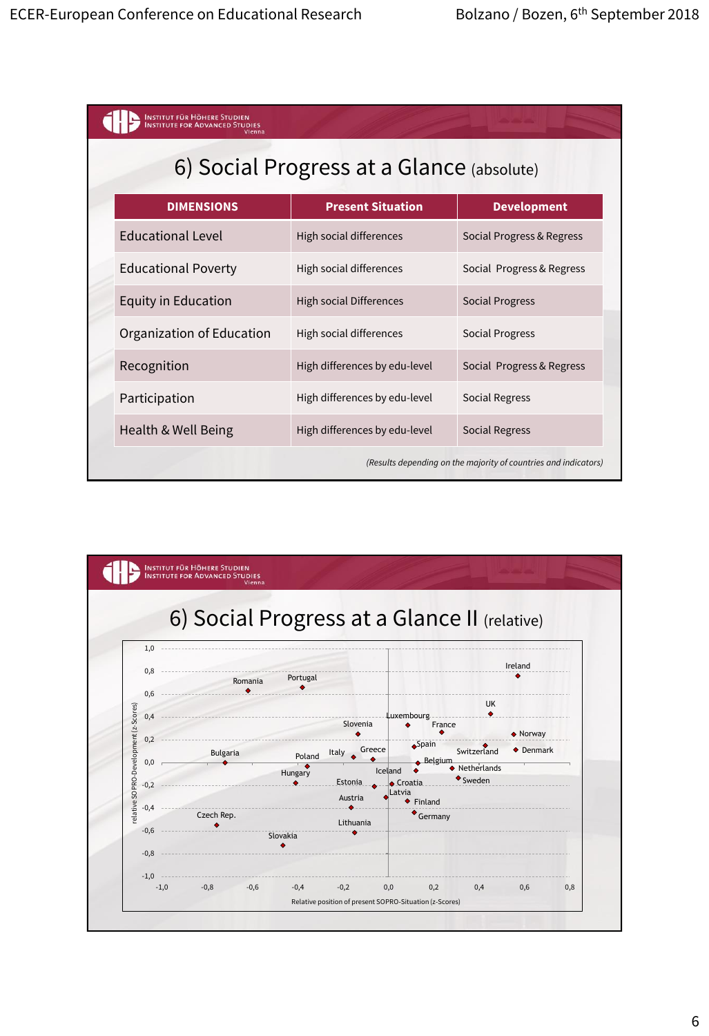## 6) Social Progress at a Glance (absolute)

| DIMENSIONS | Present Situation | Development |
|---|---|---|
| Educational Level | High social differences | Social Progress & Regress |
| Educational Poverty | High social differences | Social Progress & Regress |
| Equity in Education | High social Differences | Social Progress |
| Organization of Education | High social differences | Social Progress |
| Recognition | High differences by edu-level | Social Progress & Regress |
| Participation | High differences by edu-level | Social Regress |
| Health & Well Being | High differences by edu-level | Social Regress |

*(Results depending on the majority of countries and indicators)*

## 6) Social Progress at a Glance II (relative)

Scatter plot — x-axis: Relative position of present SOPRO-Situation (z-Scores), from -1,0 to 0,8; y-axis: relative SOPRO-Development (z-Scores), from -1,0 to 1,0.

Countries plotted: Ireland, Romania, Portugal, UK, Slovenia, Luxembourg, France, Norway, Spain, Switzerland, Denmark, Bulgaria, Poland, Italy, Greece, Belgium, Netherlands, Hungary, Iceland, Sweden, Estonia, Croatia, Latvia, Austria, Finland, Czech Rep., Germany, Lithuania, Slovakia.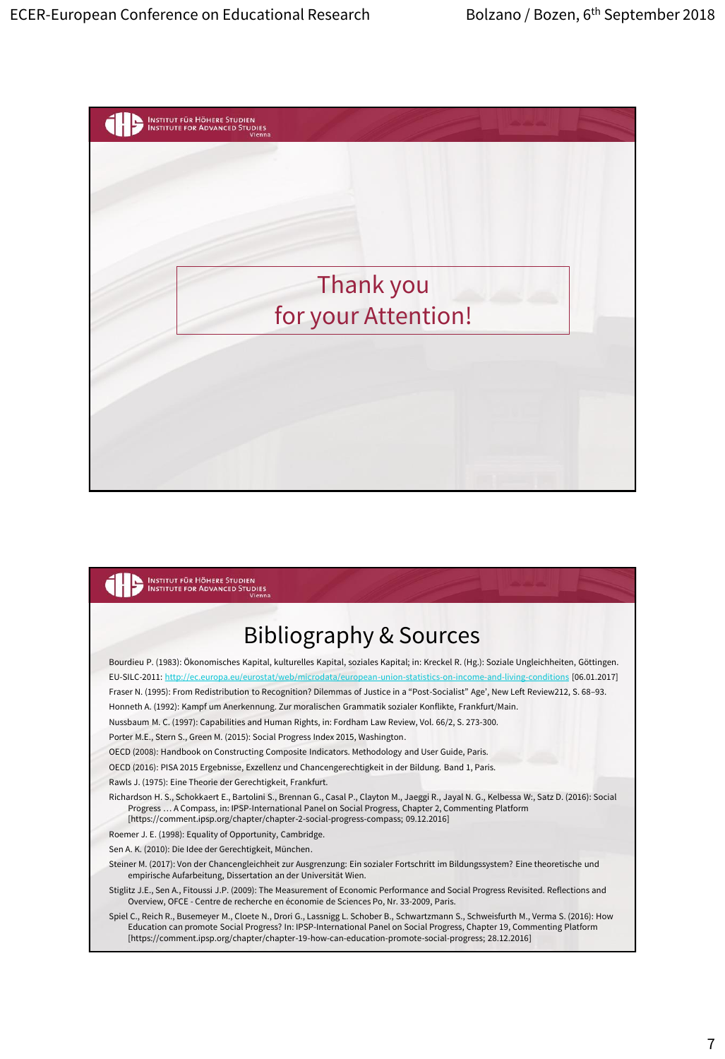Institut für Höhere Studien
Institute for Advanced Studies
Vienna

Thank you
for your Attention!

Institut für Höhere Studien
Institute for Advanced Studies
Vienna

# Bibliography & Sources

Bourdieu P. (1983): Ökonomisches Kapital, kulturelles Kapital, soziales Kapital; in: Kreckel R. (Hg.): Soziale Ungleichheiten, Göttingen.

EU-SILC-2011: http://ec.europa.eu/eurostat/web/microdata/european-union-statistics-on-income-and-living-conditions [06.01.2017]

Fraser N. (1995): From Redistribution to Recognition? Dilemmas of Justice in a "Post-Socialist" Age', New Left Review212, S. 68–93.

Honneth A. (1992): Kampf um Anerkennung. Zur moralischen Grammatik sozialer Konflikte, Frankfurt/Main.

Nussbaum M. C. (1997): Capabilities and Human Rights, in: Fordham Law Review, Vol. 66/2, S. 273-300.

Porter M.E., Stern S., Green M. (2015): Social Progress Index 2015, Washington.

OECD (2008): Handbook on Constructing Composite Indicators. Methodology and User Guide, Paris.

OECD (2016): PISA 2015 Ergebnisse, Exzellenz und Chancengerechtigkeit in der Bildung. Band 1, Paris.

Rawls J. (1975): Eine Theorie der Gerechtigkeit, Frankfurt.

Richardson H. S., Schokkaert E., Bartolini S., Brennan G., Casal P., Clayton M., Jaeggi R., Jayal N. G., Kelbessa W:, Satz D. (2016): Social Progress … A Compass, in: IPSP-International Panel on Social Progress, Chapter 2, Commenting Platform [https://comment.ipsp.org/chapter/chapter-2-social-progress-compass; 09.12.2016]

Roemer J. E. (1998): Equality of Opportunity, Cambridge.

Sen A. K. (2010): Die Idee der Gerechtigkeit, München.

Steiner M. (2017): Von der Chancengleichheit zur Ausgrenzung: Ein sozialer Fortschritt im Bildungssystem? Eine theoretische und empirische Aufarbeitung, Dissertation an der Universität Wien.

Stiglitz J.E., Sen A., Fitoussi J.P. (2009): The Measurement of Economic Performance and Social Progress Revisited. Reflections and Overview, OFCE - Centre de recherche en économie de Sciences Po, Nr. 33-2009, Paris.

Spiel C., Reich R., Busemeyer M., Cloete N., Drori G., Lassnigg L. Schober B., Schwartzmann S., Schweisfurth M., Verma S. (2016): How Education can promote Social Progress? In: IPSP-International Panel on Social Progress, Chapter 19, Commenting Platform [https://comment.ipsp.org/chapter/chapter-19-how-can-education-promote-social-progress; 28.12.2016]